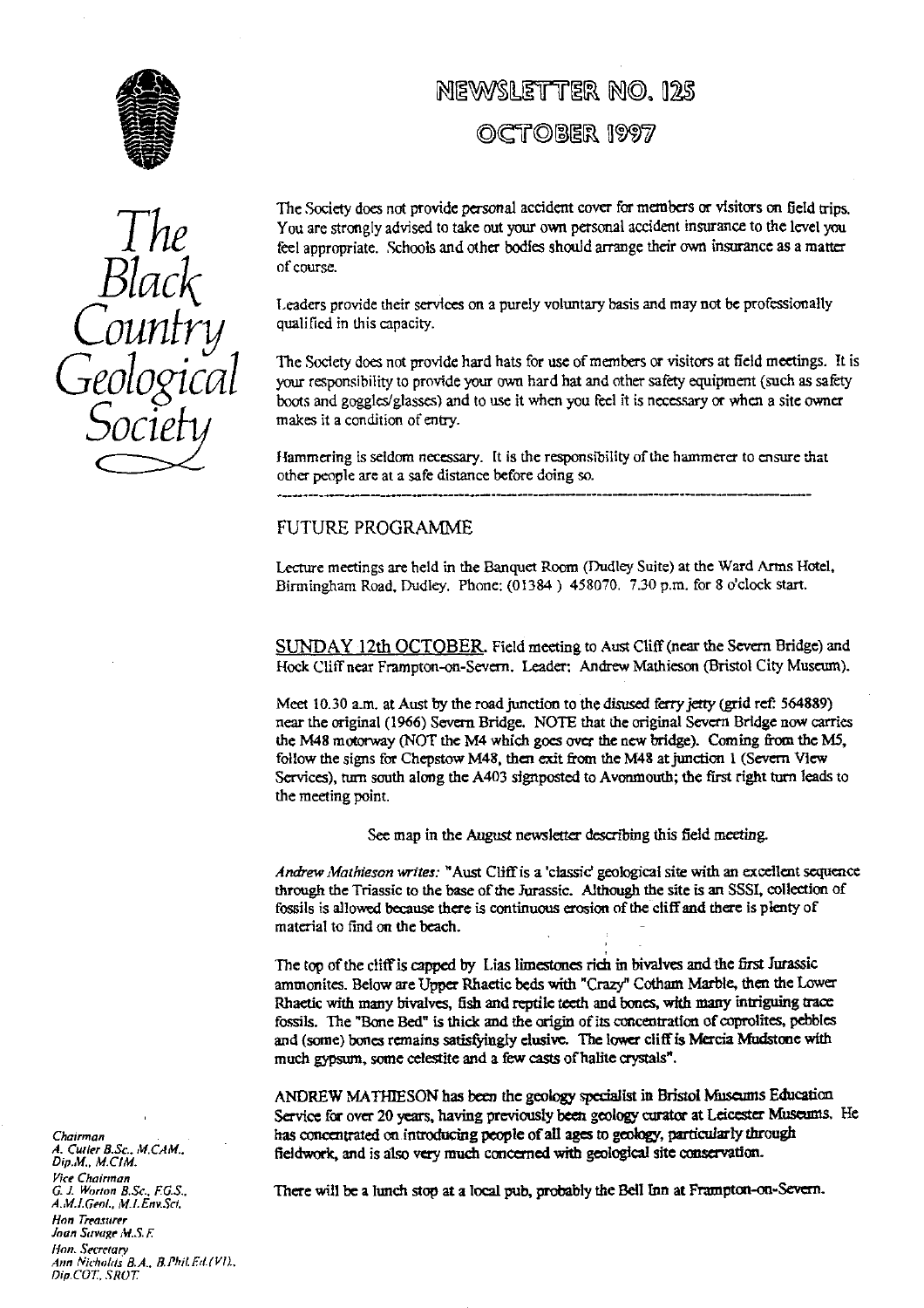# The Black Country Geological Society

## NEWSLETTER NO. 125
## OCTOBER 1997

The Society does not provide personal accident cover for members or visitors on field trips. You are strongly advised to take out your own personal accident insurance to the level you feel appropriate. Schools and other bodies should arrange their own insurance as a matter of course.

Leaders provide their services on a purely voluntary basis and may not be professionally qualified in this capacity.

The Society does not provide hard hats for use of members or visitors at field meetings. It is your responsibility to provide your own hard hat and other safety equipment (such as safety boots and goggles/glasses) and to use it when you feel it is necessary or when a site owner makes it a condition of entry.

Hammering is seldom necessary. It is the responsibility of the hammerer to ensure that other people are at a safe distance before doing so.

---

### FUTURE PROGRAMME

Lecture meetings are held in the Banquet Room (Dudley Suite) at the Ward Arms Hotel, Birmingham Road, Dudley. Phone: (01384 ) 458070. 7.30 p.m. for 8 o'clock start.

SUNDAY 12th OCTOBER. Field meeting to Aust Cliff (near the Severn Bridge) and Hock Cliff near Frampton-on-Severn. Leader: Andrew Mathieson (Bristol City Museum).

Meet 10.30 a.m. at Aust by the road junction to the disused ferry jetty (grid ref: 564889) near the original (1966) Severn Bridge. NOTE that the original Severn Bridge now carries the M48 motorway (NOT the M4 which goes over the new bridge). Coming from the M5, follow the signs for Chepstow M48, then exit from the M48 at junction 1 (Severn View Services), turn south along the A403 signposted to Avonmouth; the first right turn leads to the meeting point.

See map in the August newsletter describing this field meeting.

*Andrew Mathieson writes:* "Aust Cliff is a 'classic' geological site with an excellent sequence through the Triassic to the base of the Jurassic. Although the site is an SSSI, collection of fossils is allowed because there is continuous erosion of the cliff and there is plenty of material to find on the beach.

The top of the cliff is capped by Lias limestones rich in bivalves and the first Jurassic ammonites. Below are Upper Rhaetic beds with "Crazy" Cotham Marble, then the Lower Rhaetic with many bivalves, fish and reptile teeth and bones, with many intriguing trace fossils. The "Bone Bed" is thick and the origin of its concentration of coprolites, pebbles and (some) bones remains satisfyingly elusive. The lower cliff is Mercia Mudstone with much gypsum, some celestite and a few casts of halite crystals".

ANDREW MATHIESON has been the geology specialist in Bristol Museums Education Service for over 20 years, having previously been geology curator at Leicester Museums. He has concentrated on introducing people of all ages to geology, particularly through fieldwork, and is also very much concerned with geological site conservation.

There will be a lunch stop at a local pub, probably the Bell Inn at Frampton-on-Severn.

*Chairman*
*A. Cutler B.Sc., M.CAM., Dip.M., M.CIM.*
*Vice Chairman*
*G. J. Worton B.Sc., F.G.S., A.M.I.Geol., M.I.Env.Sci.*
*Hon Treasurer*
*Joan Savage M.S.F.*
*Hon. Secretary*
*Ann Nicholds B.A., B.Phil.Ed.(VI), Dip.COT., SROT.*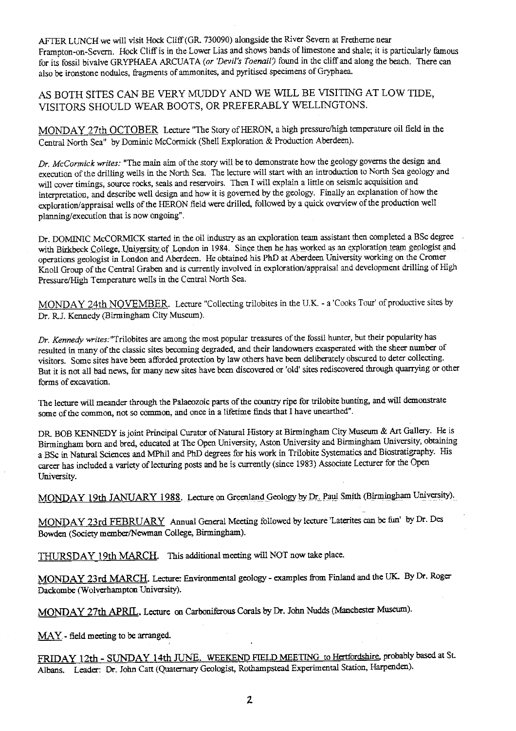AFTER LUNCH we will visit Hock Cliff (GR. 730090) alongside the River Severn at Fretherne near Frampton-on-Severn. Hock Cliff is in the Lower Lias and shows bands of limestone and shale; it is particularly famous for its fossil bivalve GRYPHAEA ARCUATA *(or 'Devil's Toenail')* found in the cliff and along the beach. There can also be ironstone nodules, fragments of ammonites, and pyritised specimens of Gryphaea.

AS BOTH SITES CAN BE VERY MUDDY AND WE WILL BE VISITING AT LOW TIDE, VISITORS SHOULD WEAR BOOTS, OR PREFERABLY WELLINGTONS.

MONDAY 27th OCTOBER Lecture "The Story of HERON, a high pressure/high temperature oil field in the Central North Sea" by Dominic McCormick (Shell Exploration & Production Aberdeen).

*Dr. McCormick writes:* "The main aim of the story will be to demonstrate how the geology governs the design and execution of the drilling wells in the North Sea. The lecture will start with an introduction to North Sea geology and will cover timings, source rocks, seals and reservoirs. Then I will explain a little on seismic acquisition and interpretation, and describe well design and how it is governed by the geology. Finally an explanation of how the exploration/appraisal wells of the HERON field were drilled, followed by a quick overview of the production well planning/execution that is now ongoing".

Dr. DOMINIC McCORMICK started in the oil industry as an exploration team assistant then completed a BSc degree with Birkbeck College, University of London in 1984. Since then he has worked as an exploration team geologist and operations geologist in London and Aberdeen. He obtained his PhD at Aberdeen University working on the Cromer Knoll Group of the Central Graben and is currently involved in exploration/appraisal and development drilling of High Pressure/High Temperature wells in the Central North Sea.

MONDAY 24th NOVEMBER. Lecture "Collecting trilobites in the U.K. - a 'Cooks Tour' of productive sites by Dr. R.J. Kennedy (Birmingham City Museum).

*Dr. Kennedy writes:* "Trilobites are among the most popular treasures of the fossil hunter, but their popularity has resulted in many of the classic sites becoming degraded, and their landowners exasperated with the sheer number of visitors. Some sites have been afforded protection by law others have been deliberately obscured to deter collecting. But it is not all bad news, for many new sites have been discovered or 'old' sites rediscovered through quarrying or other forms of excavation.

The lecture will meander through the Palaeozoic parts of the country ripe for trilobite hunting, and will demonstrate some of the common, not so common, and once in a lifetime finds that I have unearthed".

DR. BOB KENNEDY is joint Principal Curator of Natural History at Birmingham City Museum & Art Gallery. He is Birmingham born and bred, educated at The Open University, Aston University and Birmingham University, obtaining a BSc in Natural Sciences and MPhil and PhD degrees for his work in Trilobite Systematics and Biostratigraphy. His career has included a variety of lecturing posts and he is currently (since 1983) Associate Lecturer for the Open University.

MONDAY 19th JANUARY 1988. Lecture on Greenland Geology by Dr. Paul Smith (Birmingham University).

MONDAY 23rd FEBRUARY Annual General Meeting followed by lecture 'Laterites can be fun' by Dr. Des Bowden (Society member/Newman College, Birmingham).

THURSDAY 19th MARCH. This additional meeting will NOT now take place.

MONDAY 23rd MARCH. Lecture: Environmental geology - examples from Finland and the UK. By Dr. Roger Dackombe (Wolverhampton University).

MONDAY 27th APRIL. Lecture on Carboniferous Corals by Dr. John Nudds (Manchester Museum).

MAY - field meeting to be arranged.

FRIDAY 12th - SUNDAY 14th JUNE. WEEKEND FIELD MEETING to Hertfordshire, probably based at St. Albans. Leader: Dr. John Catt (Quaternary Geologist, Rothampstead Experimental Station, Harpenden).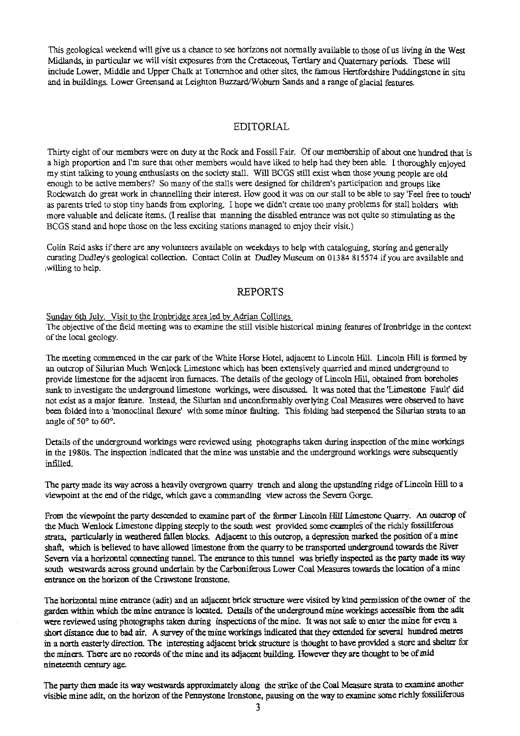This geological weekend will give us a chance to see horizons not normally available to those of us living in the West Midlands, in particular we will visit exposures from the Cretaceous, Tertiary and Quaternary periods. These will include Lower, Middle and Upper Chalk at Totternhoe and other sites, the famous Hertfordshire Puddingstone in situ and in buildings. Lower Greensand at Leighton Buzzard/Woburn Sands and a range of glacial features.

## EDITORIAL

Thirty eight of our members were on duty at the Rock and Fossil Fair. Of our membership of about one hundred that is a high proportion and I'm sure that other members would have liked to help had they been able. I thoroughly enjoyed my stint talking to young enthusiasts on the society stall. Will BCGS still exist when those young people are old enough to be active members? So many of the stalls were designed for children's participation and groups like Rockwatch do great work in channelling their interest. How good it was on our stall to be able to say 'Feel free to touch' as parents tried to stop tiny hands from exploring. I hope we didn't create too many problems for stall holders with more valuable and delicate items. (I realise that manning the disabled entrance was not quite so stimulating as the BCGS stand and hope those on the less exciting stations managed to enjoy their visit.)

Colin Reid asks if there are any volunteers available on weekdays to help with cataloguing, storing and generally curating Dudley's geological collection. Contact Colin at Dudley Museum on 01384 815574 if you are available and willing to help.

## REPORTS

Sunday 6th July. Visit to the Ironbridge area led by Adrian Collings

The objective of the field meeting was to examine the still visible historical mining features of Ironbridge in the context of the local geology.

The meeting commenced in the car park of the White Horse Hotel, adjacent to Lincoln Hill. Lincoln Hill is formed by an outcrop of Silurian Much Wenlock Limestone which has been extensively quarried and mined underground to provide limestone for the adjacent iron furnaces. The details of the geology of Lincoln Hill, obtained from boreholes sunk to investigate the underground limestone workings, were discussed. It was noted that the 'Limestone Fault' did not exist as a major feature. Instead, the Silurian and unconformably overlying Coal Measures were observed to have been folded into a 'monoclinal flexure' with some minor faulting. This folding had steepened the Silurian strata to an angle of 50° to 60°.

Details of the underground workings were reviewed using photographs taken during inspection of the mine workings in the 1980s. The inspection indicated that the mine was unstable and the underground workings were subsequently infilled.

The party made its way across a heavily overgrown quarry trench and along the upstanding ridge of Lincoln Hill to a viewpoint at the end of the ridge, which gave a commanding view across the Severn Gorge.

From the viewpoint the party descended to examine part of the former Lincoln Hill Limestone Quarry. An outcrop of the Much Wenlock Limestone dipping steeply to the south west provided some examples of the richly fossiliferous strata, particularly in weathered fallen blocks. Adjacent to this outcrop, a depression marked the position of a mine shaft, which is believed to have allowed limestone from the quarry to be transported underground towards the River Severn via a horizontal connecting tunnel. The entrance to this tunnel was briefly inspected as the party made its way south westwards across ground underlain by the Carboniferous Lower Coal Measures towards the location of a mine entrance on the horizon of the Crawstone Ironstone.

The horizontal mine entrance (adit) and an adjacent brick structure were visited by kind permission of the owner of the garden within which the mine entrance is located. Details of the underground mine workings accessible from the adit were reviewed using photographs taken during inspections of the mine. It was not safe to enter the mine for even a short distance due to bad air. A survey of the mine workings indicated that they extended for several hundred metres in a north easterly direction. The interesting adjacent brick structure is thought to have provided a store and shelter for the miners. There are no records of the mine and its adjacent building. However they are thought to be of mid nineteenth century age.

The party then made its way westwards approximately along the strike of the Coal Measure strata to examine another visible mine adit, on the horizon of the Pennystone Ironstone, pausing on the way to examine some richly fossiliferous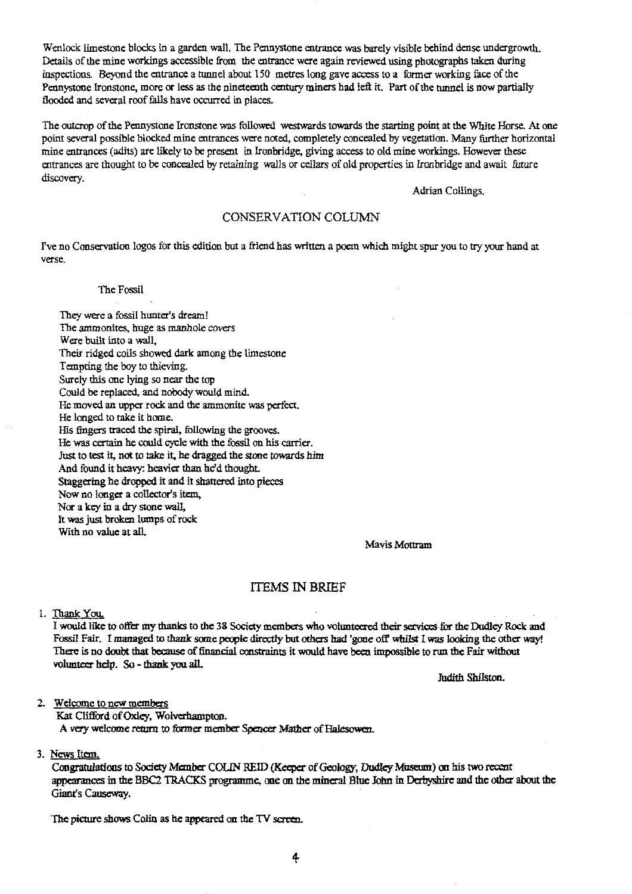Wenlock limestone blocks in a garden wall. The Pennystone entrance was barely visible behind dense undergrowth. Details of the mine workings accessible from the entrance were again reviewed using photographs taken during inspections. Beyond the entrance a tunnel about 150 metres long gave access to a former working face of the Pennystone Ironstone, more or less as the nineteenth century miners had left it. Part of the tunnel is now partially flooded and several roof falls have occurred in places.

The outcrop of the Pennystone Ironstone was followed westwards towards the starting point at the White Horse. At one point several possible blocked mine entrances were noted, completely concealed by vegetation. Many further horizontal mine entrances (adits) are likely to be present in Ironbridge, giving access to old mine workings. However these entrances are thought to be concealed by retaining walls or cellars of old properties in Ironbridge and await future discovery.

Adrian Collings.

## CONSERVATION COLUMN

I've no Conservation logos for this edition but a friend has written a poem which might spur you to try your hand at verse.

The Fossil

They were a fossil hunter's dream!  
The ammonites, huge as manhole covers  
Were built into a wall,  
Their ridged coils showed dark among the limestone  
Tempting the boy to thieving.  
Surely this one lying so near the top  
Could be replaced, and nobody would mind.  
He moved an upper rock and the ammonite was perfect.  
He longed to take it home.  
His fingers traced the spiral, following the grooves.  
He was certain he could cycle with the fossil on his carrier.  
Just to test it, not to take it, he dragged the stone towards him  
And found it heavy: heavier than he'd thought.  
Staggering he dropped it and it shattered into pieces  
Now no longer a collector's item,  
Nor a key in a dry stone wall,  
It was just broken lumps of rock  
With no value at all.

Mavis Mottram

## ITEMS IN BRIEF

1. Thank You.  
I would like to offer my thanks to the 38 Society members who volunteered their services for the Dudley Rock and Fossil Fair. I managed to thank some people directly but others had 'gone off' whilst I was looking the other way! There is no doubt that because of financial constraints it would have been impossible to run the Fair without volunteer help. So - thank you all.

Judith Shilston.

2. Welcome to new members  
Kat Clifford of Oxley, Wolverhampton.  
A very welcome return to former member Spencer Mather of Halesowen.

3. News Item.  
Congratulations to Society Member COLIN REID (Keeper of Geology, Dudley Museum) on his two recent appearances in the BBC2 TRACKS programme, one on the mineral Blue John in Derbyshire and the other about the Giant's Causeway.

The picture shows Colin as he appeared on the TV screen.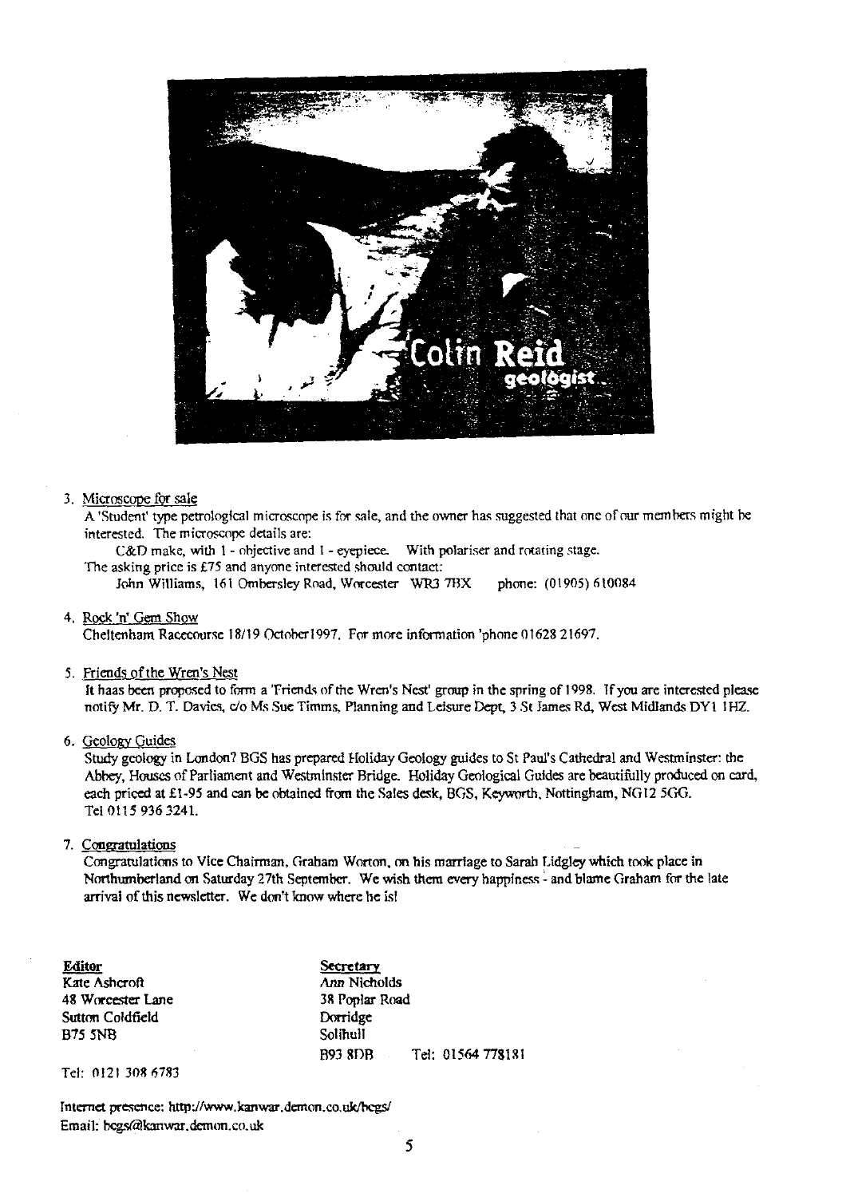3. Microscope for sale

   A 'Student' type petrological microscope is for sale, and the owner has suggested that one of our members might be interested. The microscope details are:

   C&D make, with 1 - objective and 1 - eyepiece. With polariser and rotating stage.

   The asking price is £75 and anyone interested should contact:

   John Williams, 161 Ombersley Road, Worcester WR3 7BX phone: (01905) 610084

4. Rock 'n' Gem Show

   Cheltenham Racecourse 18/19 October1997. For more information 'phone 01628 21697.

5. Friends of the Wren's Nest

   It haas been proposed to form a 'Friends of the Wren's Nest' group in the spring of 1998. If you are interested please notify Mr. D. T. Davies, c/o Ms Sue Timms, Planning and Leisure Dept, 3 St James Rd, West Midlands DY1 1HZ.

6. Geology Guides

   Study geology in London? BGS has prepared Holiday Geology guides to St Paul's Cathedral and Westminster: the Abbey, Houses of Parliament and Westminster Bridge. Holiday Geological Guides are beautifully produced on card, each priced at £1-95 and can be obtained from the Sales desk, BGS, Keyworth, Nottingham, NG12 5GG. Tel 0115 936 3241.

7. Congratulations

   Congratulations to Vice Chairman, Graham Worton, on his marriage to Sarah Lidgley which took place in Northumberland on Saturday 27th September. We wish them every happiness - and blame Graham for the late arrival of this newsletter. We don't know where he is!

**Editor**
Kate Ashcroft
48 Worcester Lane
Sutton Coldfield
B75 5NB

Tel: 0121 308 6783

**Secretary**
Ann Nicholds
38 Poplar Road
Dorridge
Solihull
B93 8DB Tel: 01564 778181

Internet presence: http://www.kanwar.demon.co.uk/bcgs/
Email: bcgs@kanwar.demon.co.uk